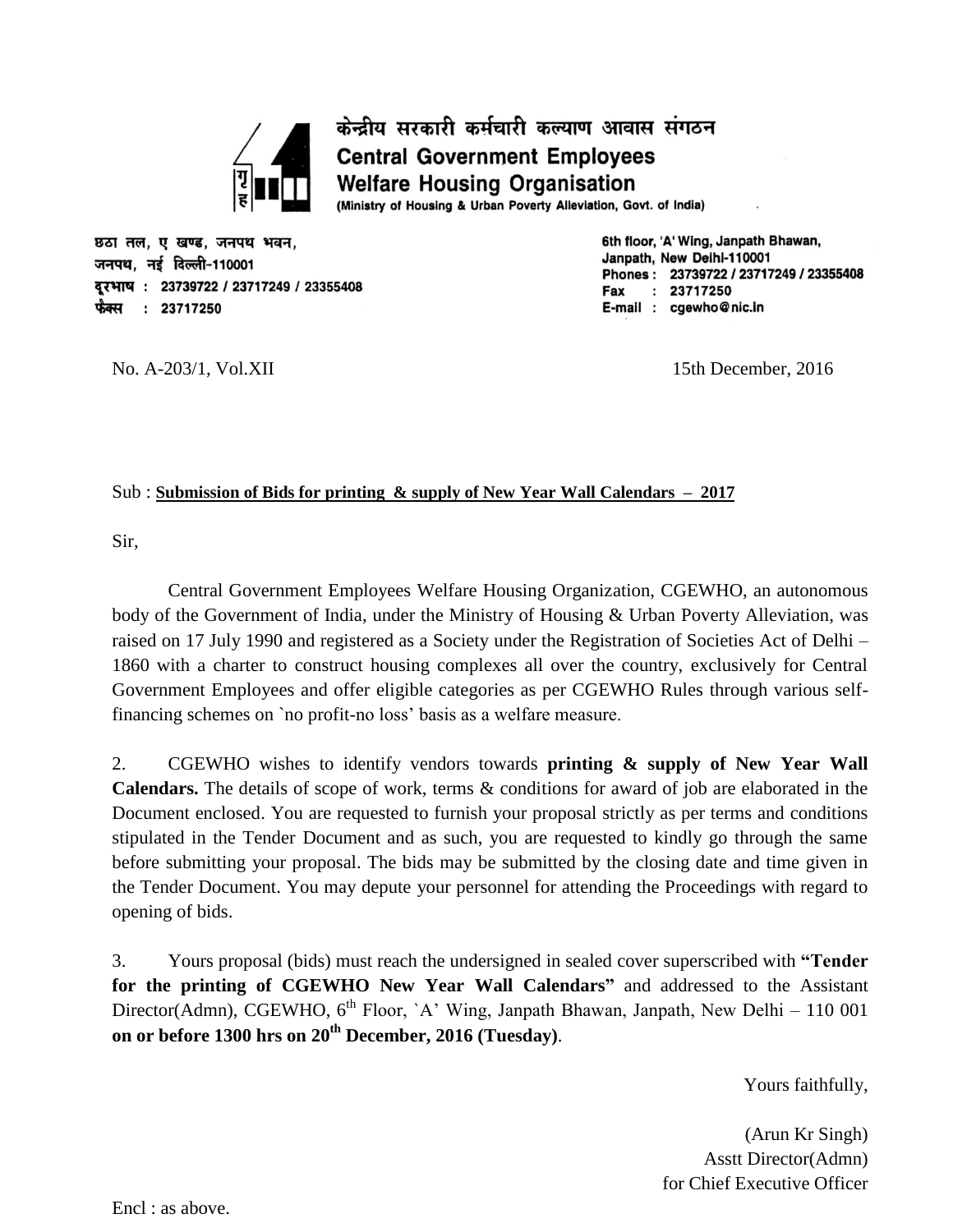केन्द्रीय सरकारी कर्मचारी कल्याण आवास संगठन

**Central Government Employees Welfare Housing Organisation**

(Ministry of Housing & Urban Poverty Alleviation, Govt. of India)

छठा तल, ए खण्ड, जनपथ भवन,
जनपथ, नई दिल्ली-110001
दूरभाष : 23739722 / 23717249 / 23355408
फैक्स : 23717250

6th floor, 'A' Wing, Janpath Bhawan,
Janpath, New Delhi-110001
Phones : 23739722 / 23717249 / 23355408
Fax : 23717250
E-mail : cgewho@nic.in

No. A-203/1, Vol.XII

15th December, 2016

Sub : **Submission of Bids for printing & supply of New Year Wall Calendars – 2017**

Sir,

Central Government Employees Welfare Housing Organization, CGEWHO, an autonomous body of the Government of India, under the Ministry of Housing & Urban Poverty Alleviation, was raised on 17 July 1990 and registered as a Society under the Registration of Societies Act of Delhi – 1860 with a charter to construct housing complexes all over the country, exclusively for Central Government Employees and offer eligible categories as per CGEWHO Rules through various self-financing schemes on `no profit-no loss' basis as a welfare measure.

2. CGEWHO wishes to identify vendors towards **printing & supply of New Year Wall Calendars.** The details of scope of work, terms & conditions for award of job are elaborated in the Document enclosed. You are requested to furnish your proposal strictly as per terms and conditions stipulated in the Tender Document and as such, you are requested to kindly go through the same before submitting your proposal. The bids may be submitted by the closing date and time given in the Tender Document. You may depute your personnel for attending the Proceedings with regard to opening of bids.

3. Yours proposal (bids) must reach the undersigned in sealed cover superscribed with **"Tender for the printing of CGEWHO New Year Wall Calendars"** and addressed to the Assistant Director(Admn), CGEWHO, 6th Floor, `A' Wing, Janpath Bhawan, Janpath, New Delhi – 110 001 **on or before 1300 hrs on 20th December, 2016 (Tuesday)**.

Yours faithfully,

(Arun Kr Singh)
Asstt Director(Admn)
for Chief Executive Officer

Encl : as above.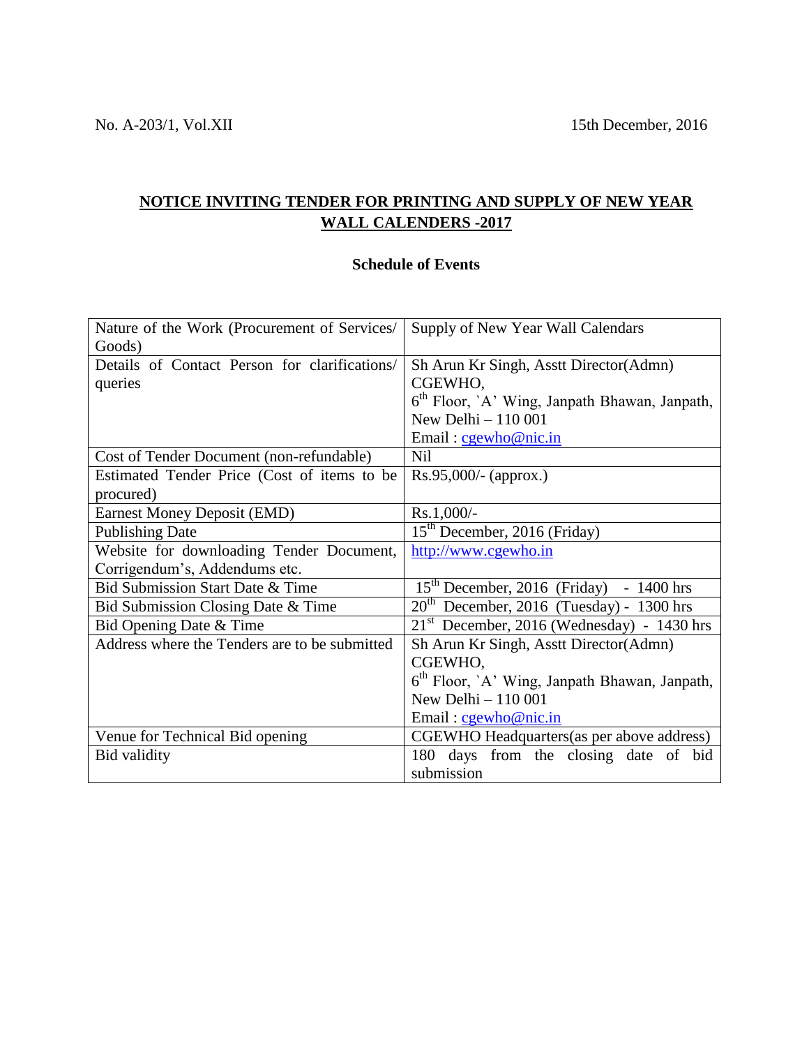No. A-203/1, Vol.XII 15th December, 2016

## NOTICE INVITING TENDER FOR PRINTING AND SUPPLY OF NEW YEAR WALL CALENDERS -2017

### Schedule of Events

| | |
|---|---|
| Nature of the Work (Procurement of Services/ Goods) | Supply of New Year Wall Calendars |
| Details of Contact Person for clarifications/ queries | Sh Arun Kr Singh, Asstt Director(Admn)<br>CGEWHO,<br>6th Floor, `A' Wing, Janpath Bhawan, Janpath, New Delhi – 110 001<br>Email : cgewho@nic.in |
| Cost of Tender Document (non-refundable) | Nil |
| Estimated Tender Price (Cost of items to be procured) | Rs.95,000/- (approx.) |
| Earnest Money Deposit (EMD) | Rs.1,000/- |
| Publishing Date | 15th December, 2016 (Friday) |
| Website for downloading Tender Document, Corrigendum's, Addendums etc. | http://www.cgewho.in |
| Bid Submission Start Date & Time | 15th December, 2016 (Friday) - 1400 hrs |
| Bid Submission Closing Date & Time | 20th December, 2016 (Tuesday) - 1300 hrs |
| Bid Opening Date & Time | 21st December, 2016 (Wednesday) - 1430 hrs |
| Address where the Tenders are to be submitted | Sh Arun Kr Singh, Asstt Director(Admn)<br>CGEWHO,<br>6th Floor, `A' Wing, Janpath Bhawan, Janpath, New Delhi – 110 001<br>Email : cgewho@nic.in |
| Venue for Technical Bid opening | CGEWHO Headquarters(as per above address) |
| Bid validity | 180 days from the closing date of bid submission |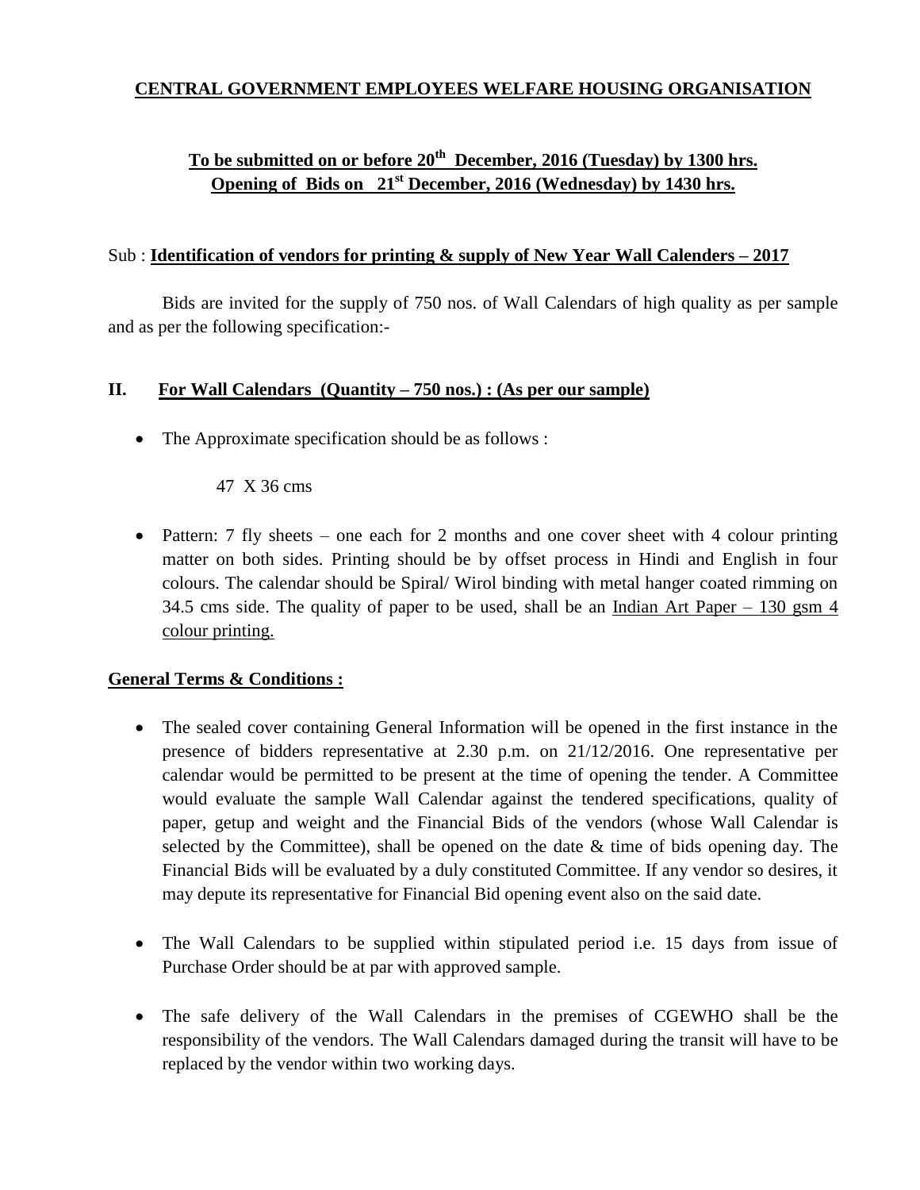**CENTRAL GOVERNMENT EMPLOYEES WELFARE HOUSING ORGANISATION**

**To be submitted on or before 20th December, 2016 (Tuesday) by 1300 hrs.**
**Opening of Bids on 21st December, 2016 (Wednesday) by 1430 hrs.**

Sub : **Identification of vendors for printing & supply of New Year Wall Calenders – 2017**

Bids are invited for the supply of 750 nos. of Wall Calendars of high quality as per sample and as per the following specification:-

## II. For Wall Calendars (Quantity – 750 nos.) : (As per our sample)

- The Approximate specification should be as follows :

  47 X 36 cms

- Pattern: 7 fly sheets – one each for 2 months and one cover sheet with 4 colour printing matter on both sides. Printing should be by offset process in Hindi and English in four colours. The calendar should be Spiral/ Wirol binding with metal hanger coated rimming on 34.5 cms side. The quality of paper to be used, shall be an Indian Art Paper – 130 gsm 4 colour printing.

**General Terms & Conditions :**

- The sealed cover containing General Information will be opened in the first instance in the presence of bidders representative at 2.30 p.m. on 21/12/2016. One representative per calendar would be permitted to be present at the time of opening the tender. A Committee would evaluate the sample Wall Calendar against the tendered specifications, quality of paper, getup and weight and the Financial Bids of the vendors (whose Wall Calendar is selected by the Committee), shall be opened on the date & time of bids opening day. The Financial Bids will be evaluated by a duly constituted Committee. If any vendor so desires, it may depute its representative for Financial Bid opening event also on the said date.

- The Wall Calendars to be supplied within stipulated period i.e. 15 days from issue of Purchase Order should be at par with approved sample.

- The safe delivery of the Wall Calendars in the premises of CGEWHO shall be the responsibility of the vendors. The Wall Calendars damaged during the transit will have to be replaced by the vendor within two working days.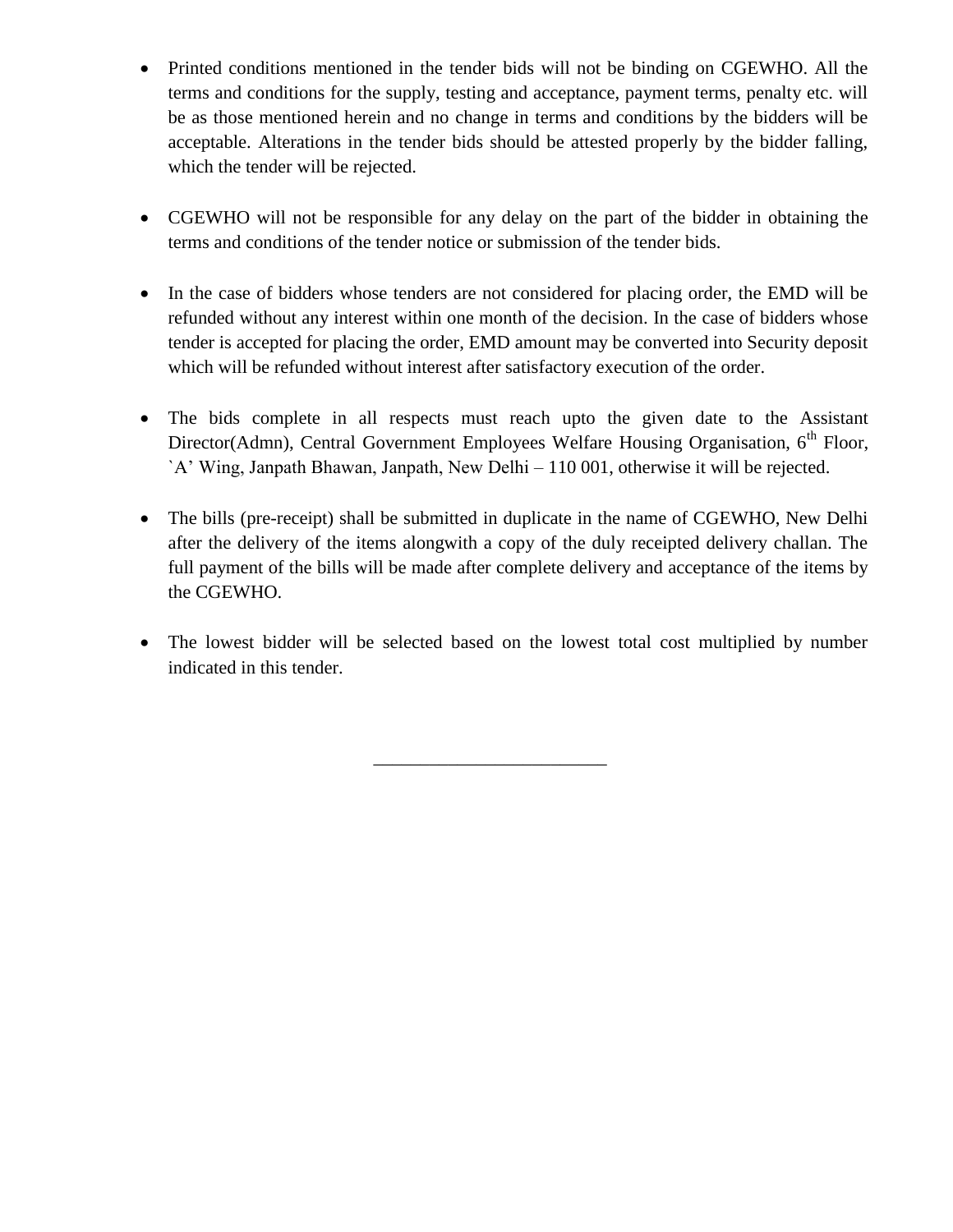- Printed conditions mentioned in the tender bids will not be binding on CGEWHO. All the terms and conditions for the supply, testing and acceptance, payment terms, penalty etc. will be as those mentioned herein and no change in terms and conditions by the bidders will be acceptable. Alterations in the tender bids should be attested properly by the bidder falling, which the tender will be rejected.

- CGEWHO will not be responsible for any delay on the part of the bidder in obtaining the terms and conditions of the tender notice or submission of the tender bids.

- In the case of bidders whose tenders are not considered for placing order, the EMD will be refunded without any interest within one month of the decision. In the case of bidders whose tender is accepted for placing the order, EMD amount may be converted into Security deposit which will be refunded without interest after satisfactory execution of the order.

- The bids complete in all respects must reach upto the given date to the Assistant Director(Admn), Central Government Employees Welfare Housing Organisation, 6th Floor, `A' Wing, Janpath Bhawan, Janpath, New Delhi – 110 001, otherwise it will be rejected.

- The bills (pre-receipt) shall be submitted in duplicate in the name of CGEWHO, New Delhi after the delivery of the items alongwith a copy of the duly receipted delivery challan. The full payment of the bills will be made after complete delivery and acceptance of the items by the CGEWHO.

- The lowest bidder will be selected based on the lowest total cost multiplied by number indicated in this tender.

---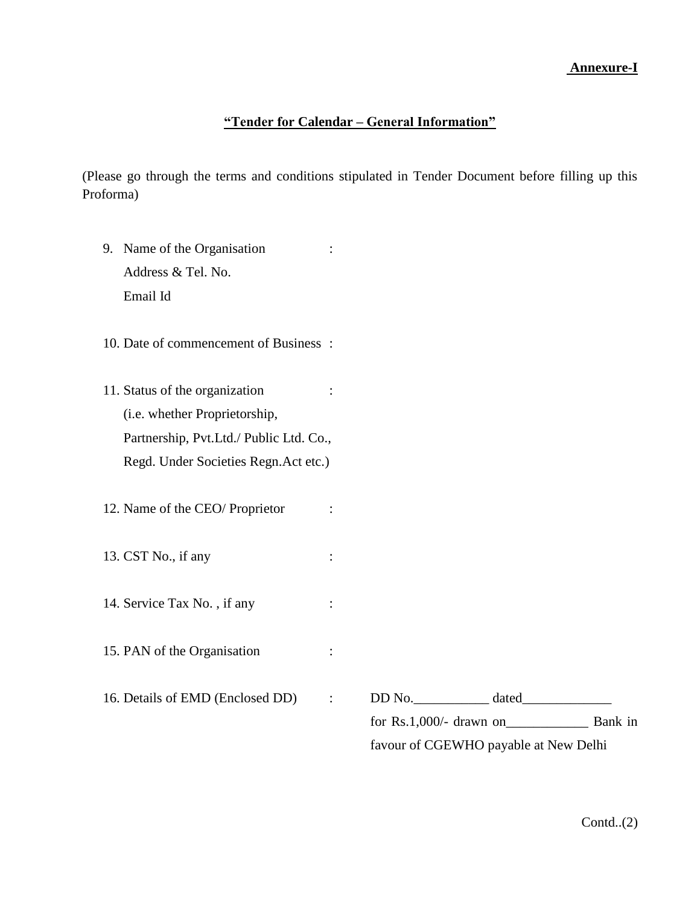**Annexure-I**

## "Tender for Calendar – General Information"

(Please go through the terms and conditions stipulated in Tender Document before filling up this Proforma)

9. Name of the Organisation :
   Address & Tel. No.
   Email Id

10. Date of commencement of Business :

11. Status of the organization :
    (i.e. whether Proprietorship, Partnership, Pvt.Ltd./ Public Ltd. Co., Regd. Under Societies Regn.Act etc.)

12. Name of the CEO/ Proprietor :

13. CST No., if any :

14. Service Tax No. , if any :

15. PAN of the Organisation :

16. Details of EMD (Enclosed DD) : DD No.___________ dated_____________ for Rs.1,000/- drawn on____________ Bank in favour of CGEWHO payable at New Delhi

Contd..(2)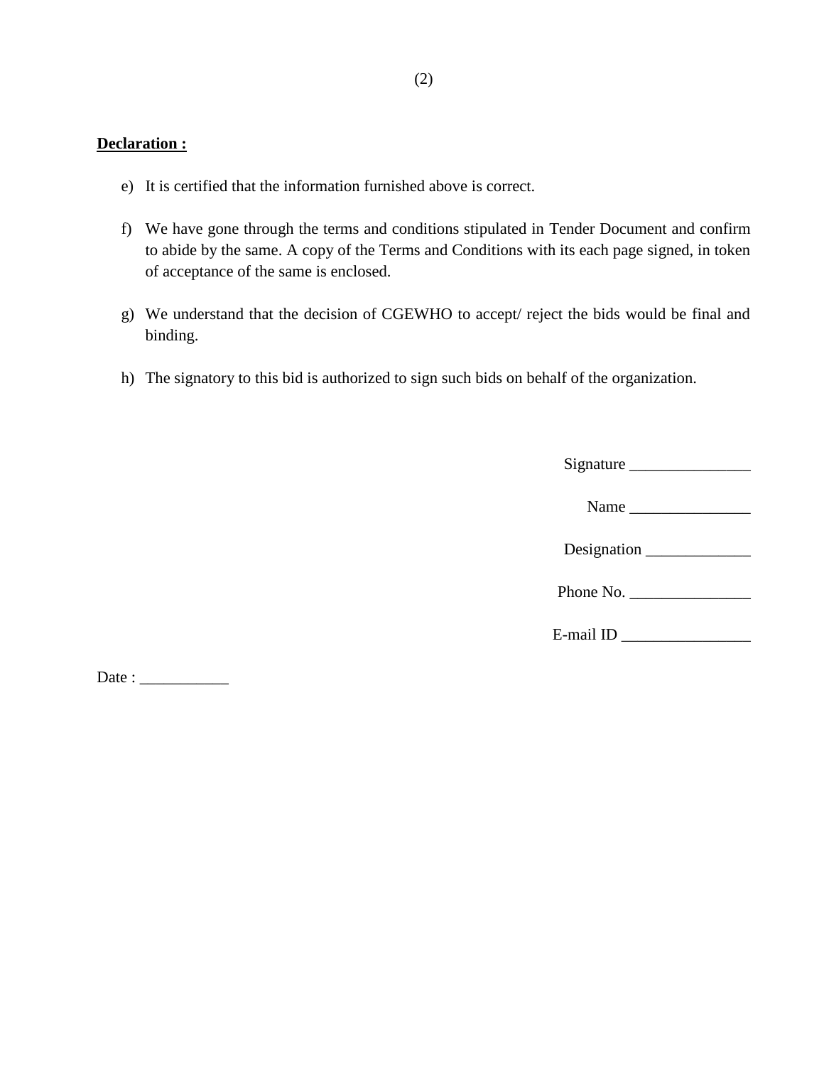**<u>Declaration :</u>**

e) It is certified that the information furnished above is correct.

f) We have gone through the terms and conditions stipulated in Tender Document and confirm to abide by the same. A copy of the Terms and Conditions with its each page signed, in token of acceptance of the same is enclosed.

g) We understand that the decision of CGEWHO to accept/ reject the bids would be final and binding.

h) The signatory to this bid is authorized to sign such bids on behalf of the organization.

Signature _______________

Name _______________

Designation _____________

Phone No. _______________

E-mail ID ________________

Date : ___________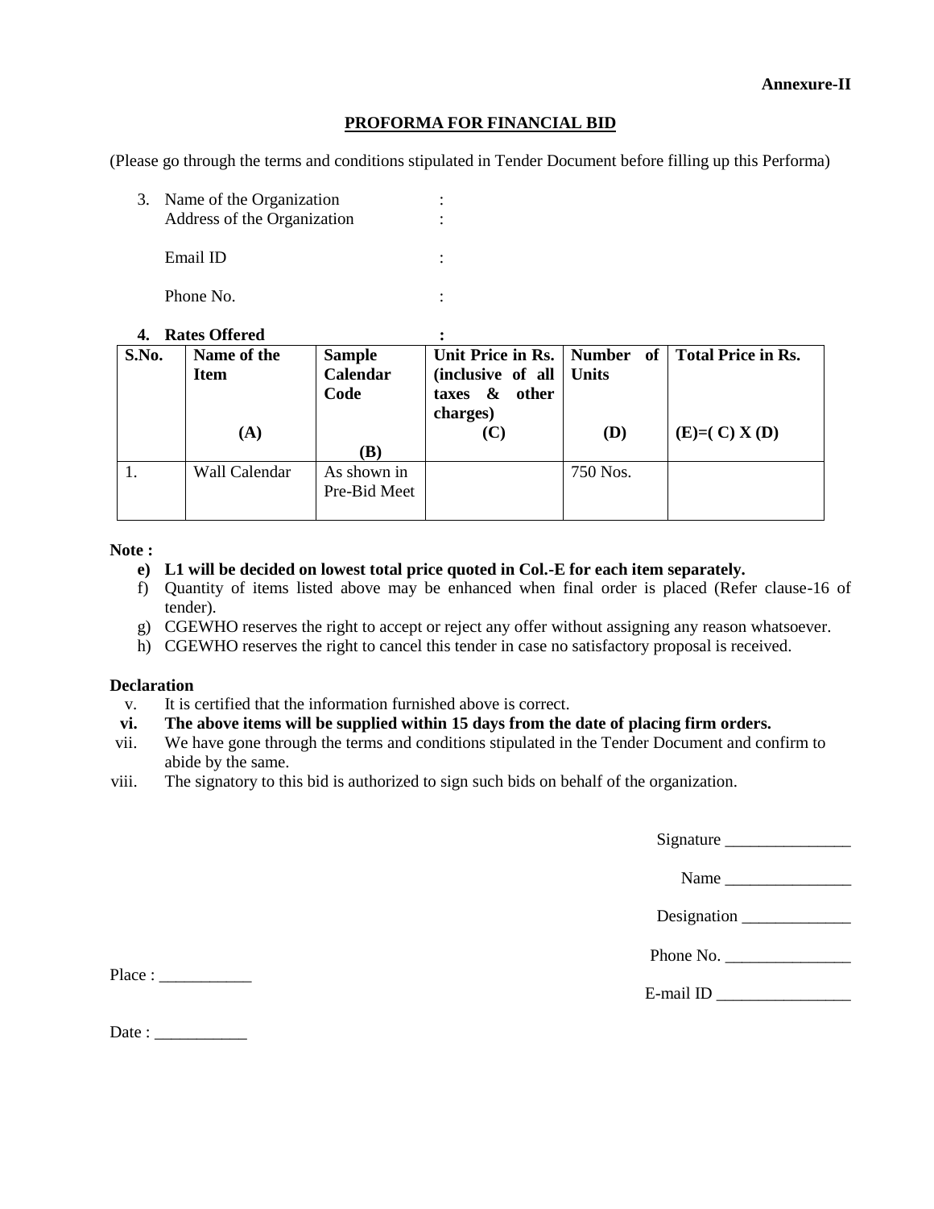**Annexure-II**

## PROFORMA FOR FINANCIAL BID

(Please go through the terms and conditions stipulated in Tender Document before filling up this Performa)

3. Name of the Organization :
   Address of the Organization :

   Email ID :

   Phone No. :

4. **Rates Offered :**

| **S.No.** | **Name of the Item (A)** | **Sample Calendar Code (B)** | **Unit Price in Rs. (inclusive of all taxes & other charges) (C)** | **Number of Units (D)** | **Total Price in Rs. (E)=( C) X (D)** |
|---|---|---|---|---|---|
| 1. | Wall Calendar | As shown in Pre-Bid Meet | | 750 Nos. | |

**Note :**

e) **L1 will be decided on lowest total price quoted in Col.-E for each item separately.**
f) Quantity of items listed above may be enhanced when final order is placed (Refer clause-16 of tender).
g) CGEWHO reserves the right to accept or reject any offer without assigning any reason whatsoever.
h) CGEWHO reserves the right to cancel this tender in case no satisfactory proposal is received.

**Declaration**

v. It is certified that the information furnished above is correct.
vi. **The above items will be supplied within 15 days from the date of placing firm orders.**
vii. We have gone through the terms and conditions stipulated in the Tender Document and confirm to abide by the same.
viii. The signatory to this bid is authorized to sign such bids on behalf of the organization.

Signature _______________

Name _______________

Designation _____________

Phone No. _______________

E-mail ID ________________

Place : ___________

Date : ___________